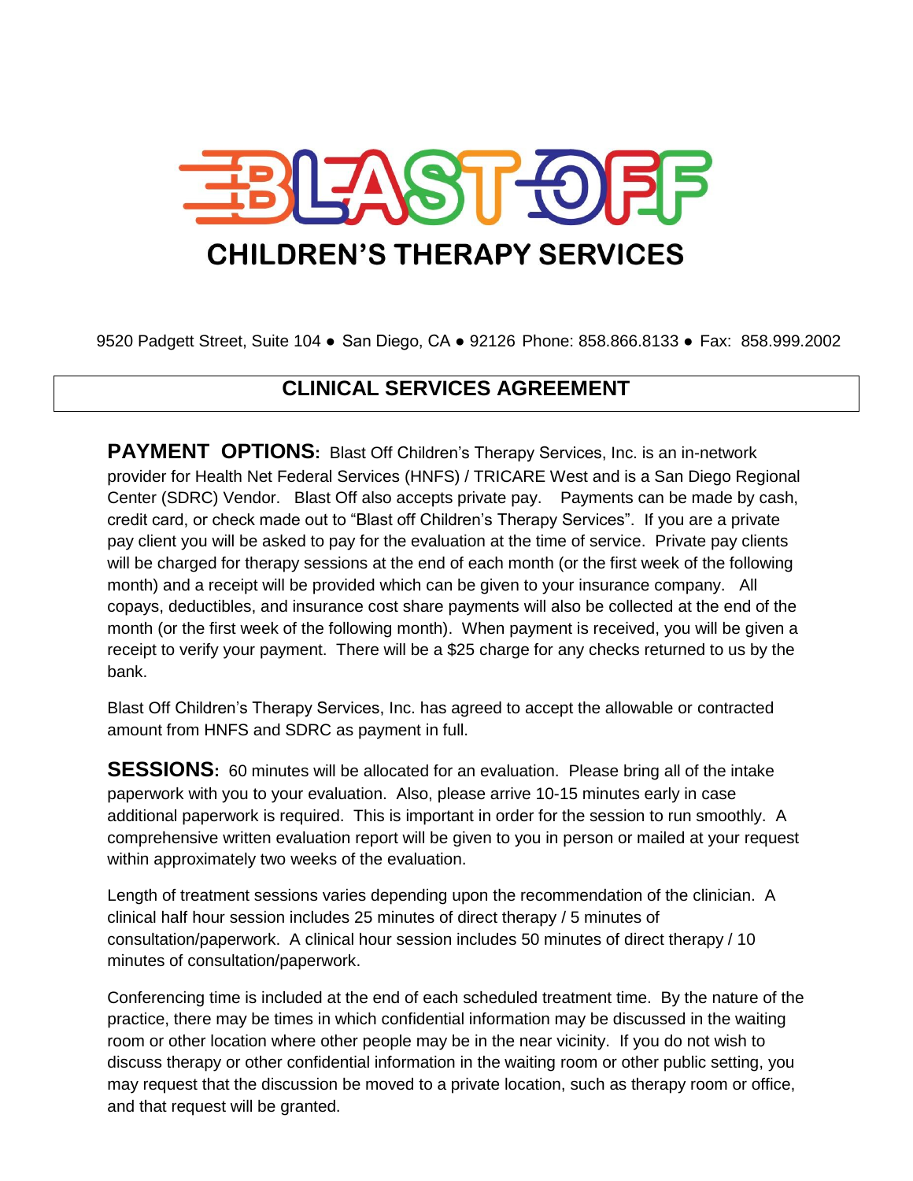# BLAST OFF

## CHILDREN'S THERAPY SERVICES

9520 Padgett Street, Suite 104 ● San Diego, CA ● 92126 Phone: 858.866.8133 ● Fax: 858.999.2002

## CLINICAL SERVICES AGREEMENT

**PAYMENT OPTIONS:** Blast Off Children's Therapy Services, Inc. is an in-network provider for Health Net Federal Services (HNFS) / TRICARE West and is a San Diego Regional Center (SDRC) Vendor. Blast Off also accepts private pay. Payments can be made by cash, credit card, or check made out to "Blast off Children's Therapy Services". If you are a private pay client you will be asked to pay for the evaluation at the time of service. Private pay clients will be charged for therapy sessions at the end of each month (or the first week of the following month) and a receipt will be provided which can be given to your insurance company. All copays, deductibles, and insurance cost share payments will also be collected at the end of the month (or the first week of the following month). When payment is received, you will be given a receipt to verify your payment. There will be a $25 charge for any checks returned to us by the bank.

Blast Off Children's Therapy Services, Inc. has agreed to accept the allowable or contracted amount from HNFS and SDRC as payment in full.

**SESSIONS:** 60 minutes will be allocated for an evaluation. Please bring all of the intake paperwork with you to your evaluation. Also, please arrive 10-15 minutes early in case additional paperwork is required. This is important in order for the session to run smoothly. A comprehensive written evaluation report will be given to you in person or mailed at your request within approximately two weeks of the evaluation.

Length of treatment sessions varies depending upon the recommendation of the clinician. A clinical half hour session includes 25 minutes of direct therapy / 5 minutes of consultation/paperwork. A clinical hour session includes 50 minutes of direct therapy / 10 minutes of consultation/paperwork.

Conferencing time is included at the end of each scheduled treatment time. By the nature of the practice, there may be times in which confidential information may be discussed in the waiting room or other location where other people may be in the near vicinity. If you do not wish to discuss therapy or other confidential information in the waiting room or other public setting, you may request that the discussion be moved to a private location, such as therapy room or office, and that request will be granted.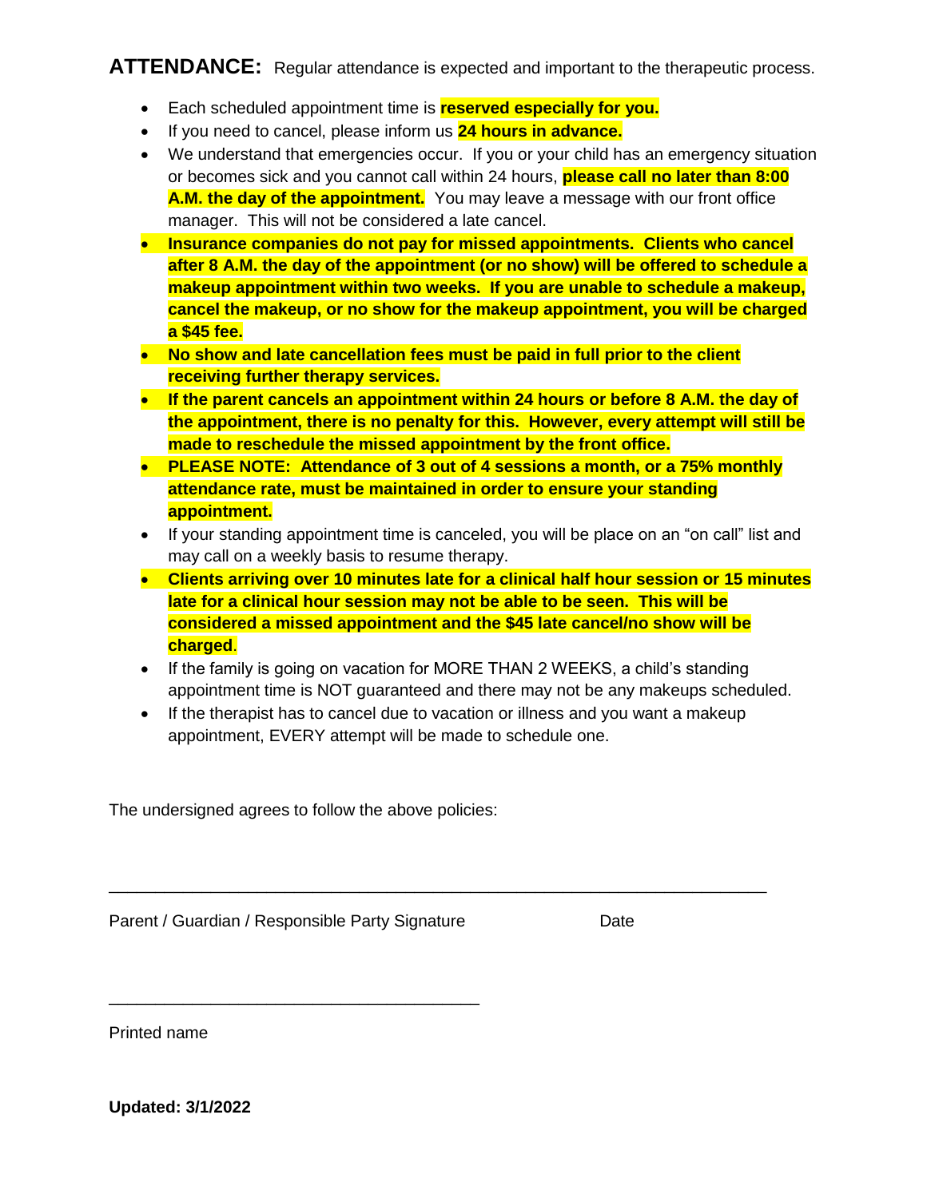**ATTENDANCE:** Regular attendance is expected and important to the therapeutic process.

- Each scheduled appointment time is **reserved especially for you.**
- If you need to cancel, please inform us **24 hours in advance.**
- We understand that emergencies occur. If you or your child has an emergency situation or becomes sick and you cannot call within 24 hours, **please call no later than 8:00 A.M. the day of the appointment.** You may leave a message with our front office manager. This will not be considered a late cancel.
- **Insurance companies do not pay for missed appointments. Clients who cancel after 8 A.M. the day of the appointment (or no show) will be offered to schedule a makeup appointment within two weeks. If you are unable to schedule a makeup, cancel the makeup, or no show for the makeup appointment, you will be charged a $45 fee.**
- **No show and late cancellation fees must be paid in full prior to the client receiving further therapy services.**
- **If the parent cancels an appointment within 24 hours or before 8 A.M. the day of the appointment, there is no penalty for this. However, every attempt will still be made to reschedule the missed appointment by the front office.**
- **PLEASE NOTE: Attendance of 3 out of 4 sessions a month, or a 75% monthly attendance rate, must be maintained in order to ensure your standing appointment.**
- If your standing appointment time is canceled, you will be place on an "on call" list and may call on a weekly basis to resume therapy.
- **Clients arriving over 10 minutes late for a clinical half hour session or 15 minutes late for a clinical hour session may not be able to be seen. This will be considered a missed appointment and the $45 late cancel/no show will be charged**.
- If the family is going on vacation for MORE THAN 2 WEEKS, a child's standing appointment time is NOT guaranteed and there may not be any makeups scheduled.
- If the therapist has to cancel due to vacation or illness and you want a makeup appointment, EVERY attempt will be made to schedule one.

The undersigned agrees to follow the above policies:

\_\_\_\_\_\_\_\_\_\_\_\_\_\_\_\_\_\_\_\_\_\_\_\_\_\_\_\_\_\_\_\_\_\_\_\_\_\_\_\_\_\_\_\_\_\_\_\_\_\_\_\_\_\_\_\_\_\_\_\_\_\_\_\_\_\_

Parent / Guardian / Responsible Party Signature Date

\_\_\_\_\_\_\_\_\_\_\_\_\_\_\_\_\_\_\_\_\_\_\_\_\_\_\_\_\_\_\_\_\_\_\_\_\_\_\_

Printed name

**Updated: 3/1/2022**